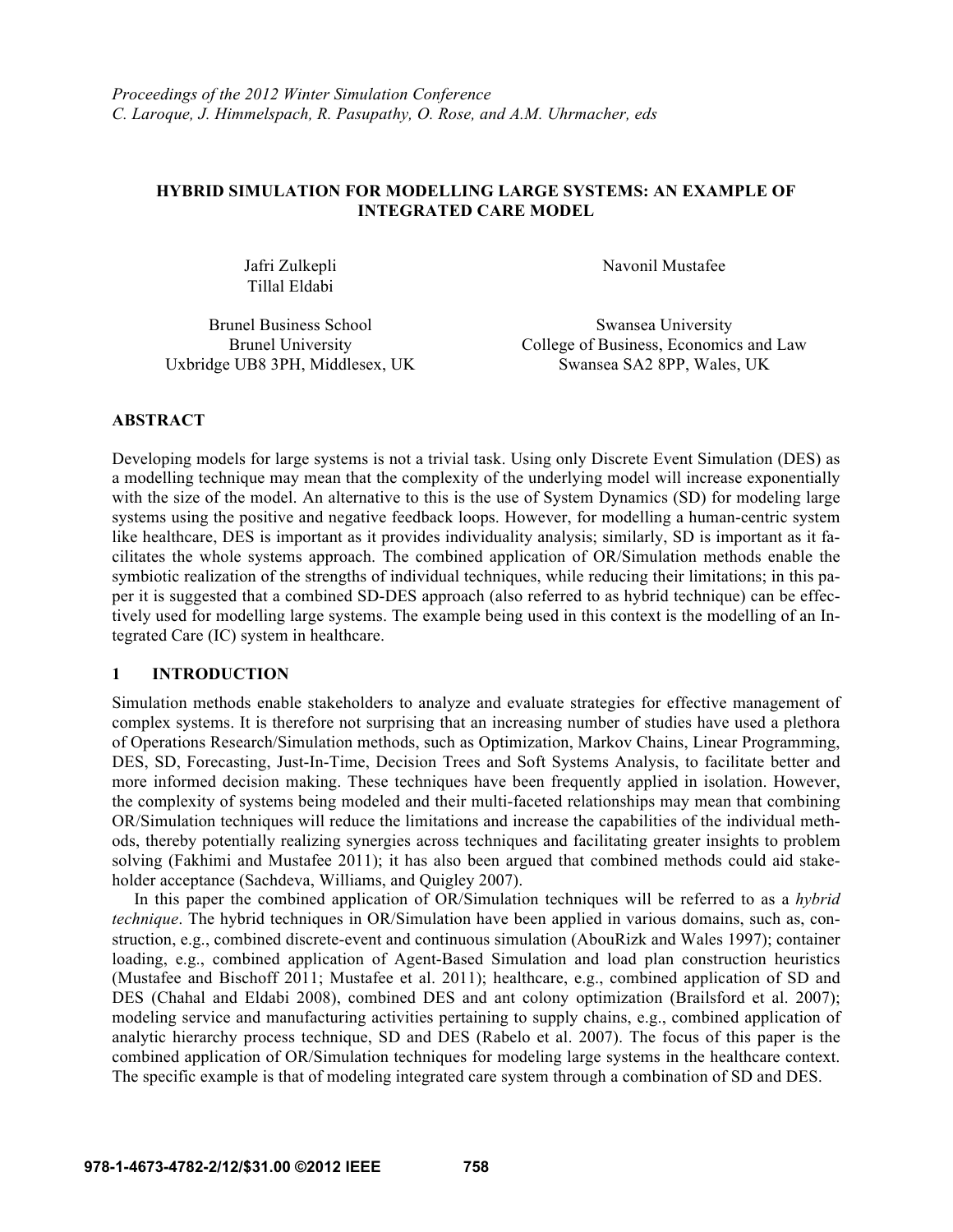*Proceedings of the 2012 Winter Simulation Conference*
*C. Laroque, J. Himmelspach, R. Pasupathy, O. Rose, and A.M. Uhrmacher, eds*

# HYBRID SIMULATION FOR MODELLING LARGE SYSTEMS: AN EXAMPLE OF INTEGRATED CARE MODEL

Jafri Zulkepli
Tillal Eldabi

Brunel Business School
Brunel University
Uxbridge UB8 3PH, Middlesex, UK

Navonil Mustafee

Swansea University
College of Business, Economics and Law
Swansea SA2 8PP, Wales, UK

## ABSTRACT

Developing models for large systems is not a trivial task. Using only Discrete Event Simulation (DES) as a modelling technique may mean that the complexity of the underlying model will increase exponentially with the size of the model. An alternative to this is the use of System Dynamics (SD) for modeling large systems using the positive and negative feedback loops. However, for modelling a human-centric system like healthcare, DES is important as it provides individuality analysis; similarly, SD is important as it facilitates the whole systems approach. The combined application of OR/Simulation methods enable the symbiotic realization of the strengths of individual techniques, while reducing their limitations; in this paper it is suggested that a combined SD-DES approach (also referred to as hybrid technique) can be effectively used for modelling large systems. The example being used in this context is the modelling of an Integrated Care (IC) system in healthcare.

## 1 INTRODUCTION

Simulation methods enable stakeholders to analyze and evaluate strategies for effective management of complex systems. It is therefore not surprising that an increasing number of studies have used a plethora of Operations Research/Simulation methods, such as Optimization, Markov Chains, Linear Programming, DES, SD, Forecasting, Just-In-Time, Decision Trees and Soft Systems Analysis, to facilitate better and more informed decision making. These techniques have been frequently applied in isolation. However, the complexity of systems being modeled and their multi-faceted relationships may mean that combining OR/Simulation techniques will reduce the limitations and increase the capabilities of the individual methods, thereby potentially realizing synergies across techniques and facilitating greater insights to problem solving (Fakhimi and Mustafee 2011); it has also been argued that combined methods could aid stakeholder acceptance (Sachdeva, Williams, and Quigley 2007).

In this paper the combined application of OR/Simulation techniques will be referred to as a *hybrid technique*. The hybrid techniques in OR/Simulation have been applied in various domains, such as, construction, e.g., combined discrete-event and continuous simulation (AbouRizk and Wales 1997); container loading, e.g., combined application of Agent-Based Simulation and load plan construction heuristics (Mustafee and Bischoff 2011; Mustafee et al. 2011); healthcare, e.g., combined application of SD and DES (Chahal and Eldabi 2008), combined DES and ant colony optimization (Brailsford et al. 2007); modeling service and manufacturing activities pertaining to supply chains, e.g., combined application of analytic hierarchy process technique, SD and DES (Rabelo et al. 2007). The focus of this paper is the combined application of OR/Simulation techniques for modeling large systems in the healthcare context. The specific example is that of modeling integrated care system through a combination of SD and DES.

**978-1-4673-4782-2/12/$31.00 ©2012 IEEE**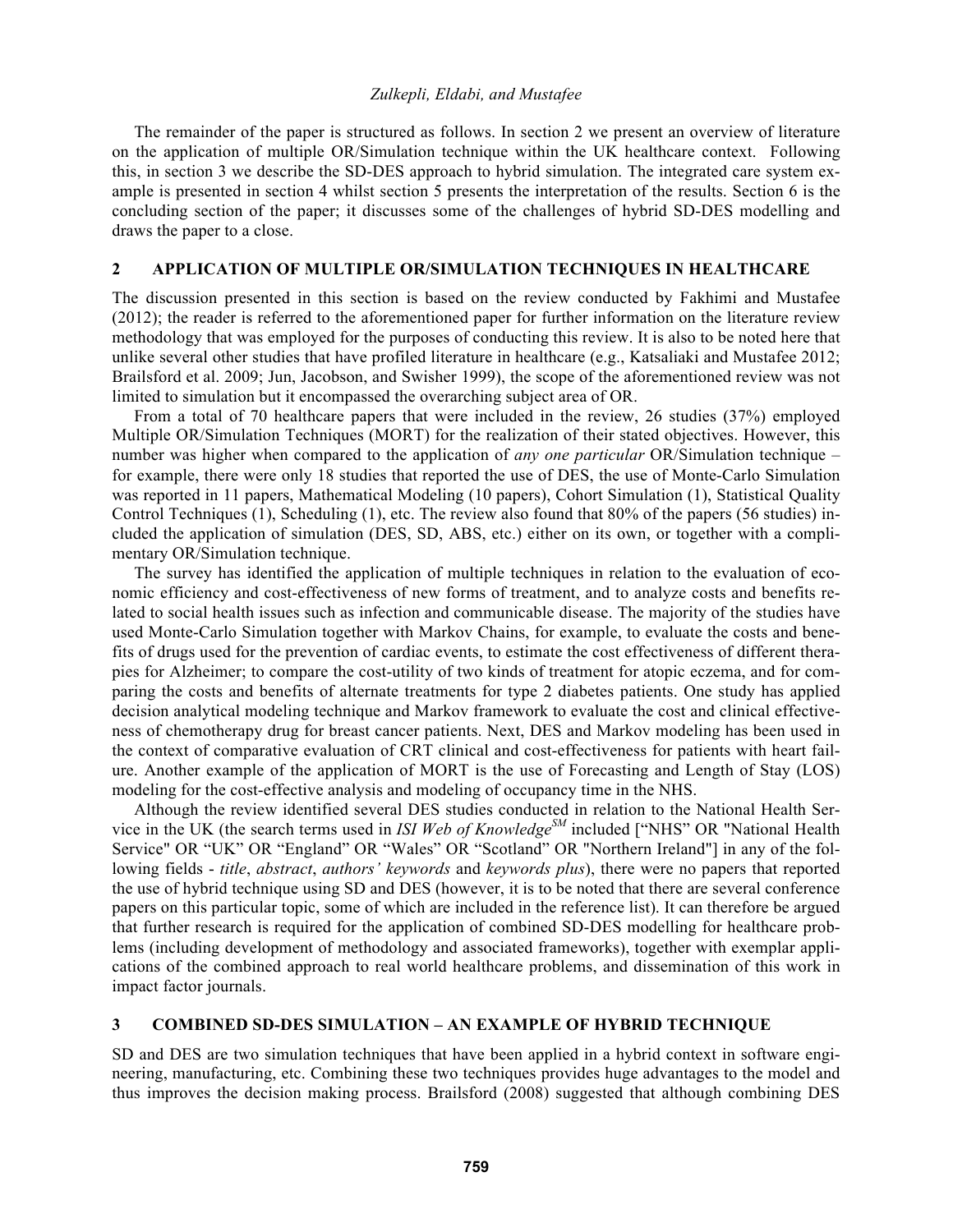The remainder of the paper is structured as follows. In section 2 we present an overview of literature on the application of multiple OR/Simulation technique within the UK healthcare context. Following this, in section 3 we describe the SD-DES approach to hybrid simulation. The integrated care system example is presented in section 4 whilst section 5 presents the interpretation of the results. Section 6 is the concluding section of the paper; it discusses some of the challenges of hybrid SD-DES modelling and draws the paper to a close.

## 2 APPLICATION OF MULTIPLE OR/SIMULATION TECHNIQUES IN HEALTHCARE

The discussion presented in this section is based on the review conducted by Fakhimi and Mustafee (2012); the reader is referred to the aforementioned paper for further information on the literature review methodology that was employed for the purposes of conducting this review. It is also to be noted here that unlike several other studies that have profiled literature in healthcare (e.g., Katsaliaki and Mustafee 2012; Brailsford et al. 2009; Jun, Jacobson, and Swisher 1999), the scope of the aforementioned review was not limited to simulation but it encompassed the overarching subject area of OR.

From a total of 70 healthcare papers that were included in the review, 26 studies (37%) employed Multiple OR/Simulation Techniques (MORT) for the realization of their stated objectives. However, this number was higher when compared to the application of *any one particular* OR/Simulation technique – for example, there were only 18 studies that reported the use of DES, the use of Monte-Carlo Simulation was reported in 11 papers, Mathematical Modeling (10 papers), Cohort Simulation (1), Statistical Quality Control Techniques (1), Scheduling (1), etc. The review also found that 80% of the papers (56 studies) included the application of simulation (DES, SD, ABS, etc.) either on its own, or together with a complimentary OR/Simulation technique.

The survey has identified the application of multiple techniques in relation to the evaluation of economic efficiency and cost-effectiveness of new forms of treatment, and to analyze costs and benefits related to social health issues such as infection and communicable disease. The majority of the studies have used Monte-Carlo Simulation together with Markov Chains, for example, to evaluate the costs and benefits of drugs used for the prevention of cardiac events, to estimate the cost effectiveness of different therapies for Alzheimer; to compare the cost-utility of two kinds of treatment for atopic eczema, and for comparing the costs and benefits of alternate treatments for type 2 diabetes patients. One study has applied decision analytical modeling technique and Markov framework to evaluate the cost and clinical effectiveness of chemotherapy drug for breast cancer patients. Next, DES and Markov modeling has been used in the context of comparative evaluation of CRT clinical and cost-effectiveness for patients with heart failure. Another example of the application of MORT is the use of Forecasting and Length of Stay (LOS) modeling for the cost-effective analysis and modeling of occupancy time in the NHS.

Although the review identified several DES studies conducted in relation to the National Health Service in the UK (the search terms used in *ISI Web of Knowledge*[SM] included ["NHS" OR "National Health Service" OR "UK" OR "England" OR "Wales" OR "Scotland" OR "Northern Ireland"] in any of the following fields - *title*, *abstract*, *authors' keywords* and *keywords plus*), there were no papers that reported the use of hybrid technique using SD and DES (however, it is to be noted that there are several conference papers on this particular topic, some of which are included in the reference list). It can therefore be argued that further research is required for the application of combined SD-DES modelling for healthcare problems (including development of methodology and associated frameworks), together with exemplar applications of the combined approach to real world healthcare problems, and dissemination of this work in impact factor journals.

## 3 COMBINED SD-DES SIMULATION – AN EXAMPLE OF HYBRID TECHNIQUE

SD and DES are two simulation techniques that have been applied in a hybrid context in software engineering, manufacturing, etc. Combining these two techniques provides huge advantages to the model and thus improves the decision making process. Brailsford (2008) suggested that although combining DES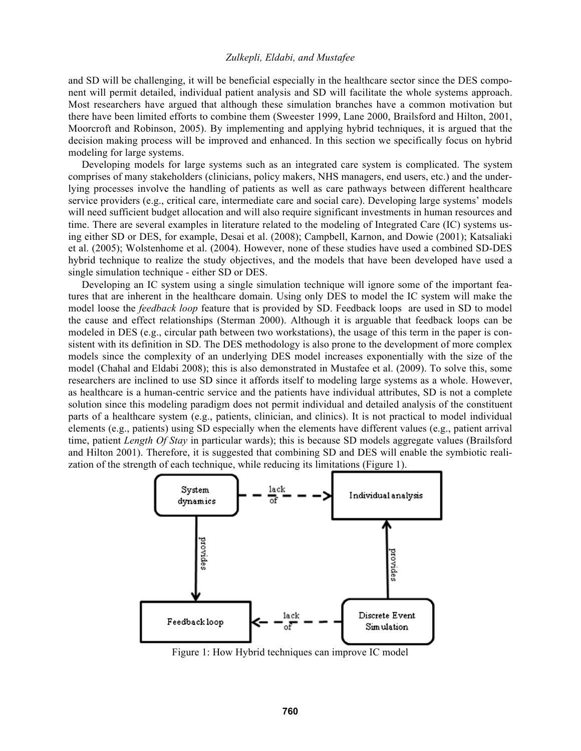and SD will be challenging, it will be beneficial especially in the healthcare sector since the DES component will permit detailed, individual patient analysis and SD will facilitate the whole systems approach. Most researchers have argued that although these simulation branches have a common motivation but there have been limited efforts to combine them (Sweester 1999, Lane 2000, Brailsford and Hilton, 2001, Moorcroft and Robinson, 2005). By implementing and applying hybrid techniques, it is argued that the decision making process will be improved and enhanced. In this section we specifically focus on hybrid modeling for large systems.

Developing models for large systems such as an integrated care system is complicated. The system comprises of many stakeholders (clinicians, policy makers, NHS managers, end users, etc.) and the underlying processes involve the handling of patients as well as care pathways between different healthcare service providers (e.g., critical care, intermediate care and social care). Developing large systems' models will need sufficient budget allocation and will also require significant investments in human resources and time. There are several examples in literature related to the modeling of Integrated Care (IC) systems using either SD or DES, for example, Desai et al. (2008); Campbell, Karnon, and Dowie (2001); Katsaliaki et al. (2005); Wolstenhome et al. (2004). However, none of these studies have used a combined SD-DES hybrid technique to realize the study objectives, and the models that have been developed have used a single simulation technique - either SD or DES.

Developing an IC system using a single simulation technique will ignore some of the important features that are inherent in the healthcare domain. Using only DES to model the IC system will make the model loose the *feedback loop* feature that is provided by SD. Feedback loops are used in SD to model the cause and effect relationships (Sterman 2000). Although it is arguable that feedback loops can be modeled in DES (e.g., circular path between two workstations), the usage of this term in the paper is consistent with its definition in SD. The DES methodology is also prone to the development of more complex models since the complexity of an underlying DES model increases exponentially with the size of the model (Chahal and Eldabi 2008); this is also demonstrated in Mustafee et al. (2009). To solve this, some researchers are inclined to use SD since it affords itself to modeling large systems as a whole. However, as healthcare is a human-centric service and the patients have individual attributes, SD is not a complete solution since this modeling paradigm does not permit individual and detailed analysis of the constituent parts of a healthcare system (e.g., patients, clinician, and clinics). It is not practical to model individual elements (e.g., patients) using SD especially when the elements have different values (e.g., patient arrival time, patient *Length Of Stay* in particular wards); this is because SD models aggregate values (Brailsford and Hilton 2001). Therefore, it is suggested that combining SD and DES will enable the symbiotic realization of the strength of each technique, while reducing its limitations (Figure 1).

System dynamics
lack of
Individual analysis
provides
provides
Feedback loop
lack of
Discrete Event Simulation

Figure 1: How Hybrid techniques can improve IC model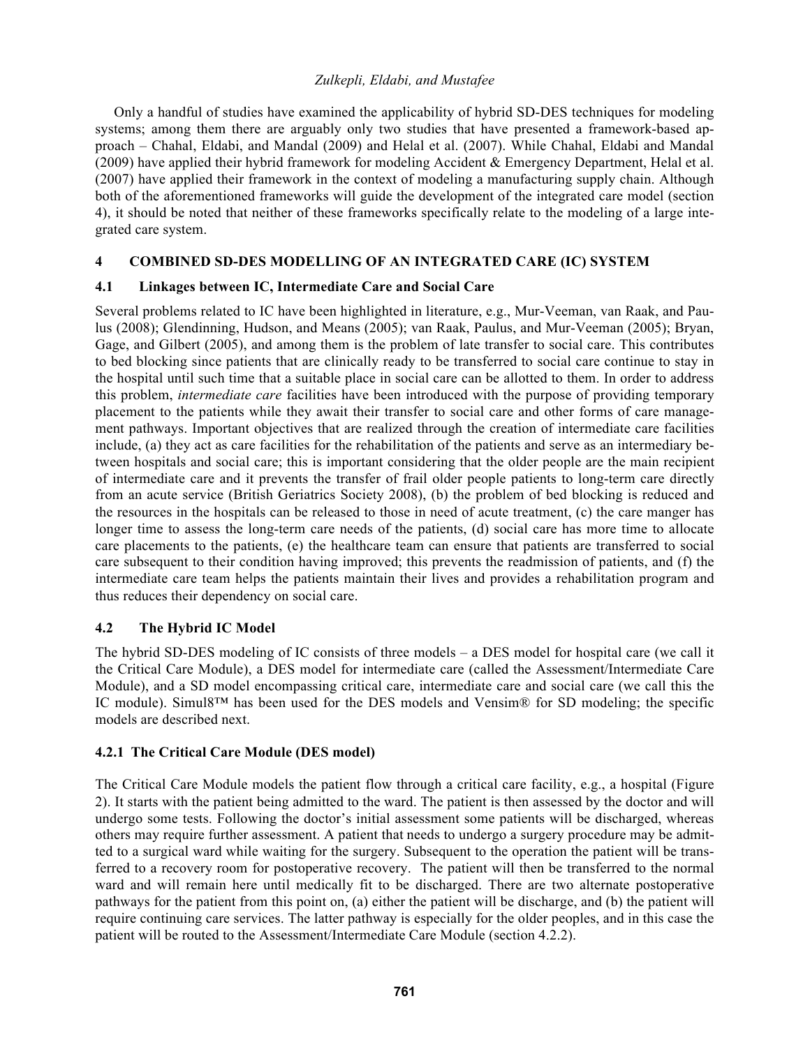Only a handful of studies have examined the applicability of hybrid SD-DES techniques for modeling systems; among them there are arguably only two studies that have presented a framework-based approach – Chahal, Eldabi, and Mandal (2009) and Helal et al. (2007). While Chahal, Eldabi and Mandal (2009) have applied their hybrid framework for modeling Accident & Emergency Department, Helal et al. (2007) have applied their framework in the context of modeling a manufacturing supply chain. Although both of the aforementioned frameworks will guide the development of the integrated care model (section 4), it should be noted that neither of these frameworks specifically relate to the modeling of a large integrated care system.

## 4 COMBINED SD-DES MODELLING OF AN INTEGRATED CARE (IC) SYSTEM

### 4.1 Linkages between IC, Intermediate Care and Social Care

Several problems related to IC have been highlighted in literature, e.g., Mur-Veeman, van Raak, and Paulus (2008); Glendinning, Hudson, and Means (2005); van Raak, Paulus, and Mur-Veeman (2005); Bryan, Gage, and Gilbert (2005), and among them is the problem of late transfer to social care. This contributes to bed blocking since patients that are clinically ready to be transferred to social care continue to stay in the hospital until such time that a suitable place in social care can be allotted to them. In order to address this problem, *intermediate care* facilities have been introduced with the purpose of providing temporary placement to the patients while they await their transfer to social care and other forms of care management pathways. Important objectives that are realized through the creation of intermediate care facilities include, (a) they act as care facilities for the rehabilitation of the patients and serve as an intermediary between hospitals and social care; this is important considering that the older people are the main recipient of intermediate care and it prevents the transfer of frail older people patients to long-term care directly from an acute service (British Geriatrics Society 2008), (b) the problem of bed blocking is reduced and the resources in the hospitals can be released to those in need of acute treatment, (c) the care manger has longer time to assess the long-term care needs of the patients, (d) social care has more time to allocate care placements to the patients, (e) the healthcare team can ensure that patients are transferred to social care subsequent to their condition having improved; this prevents the readmission of patients, and (f) the intermediate care team helps the patients maintain their lives and provides a rehabilitation program and thus reduces their dependency on social care.

### 4.2 The Hybrid IC Model

The hybrid SD-DES modeling of IC consists of three models – a DES model for hospital care (we call it the Critical Care Module), a DES model for intermediate care (called the Assessment/Intermediate Care Module), and a SD model encompassing critical care, intermediate care and social care (we call this the IC module). Simul8™ has been used for the DES models and Vensim® for SD modeling; the specific models are described next.

#### 4.2.1 The Critical Care Module (DES model)

The Critical Care Module models the patient flow through a critical care facility, e.g., a hospital (Figure 2). It starts with the patient being admitted to the ward. The patient is then assessed by the doctor and will undergo some tests. Following the doctor's initial assessment some patients will be discharged, whereas others may require further assessment. A patient that needs to undergo a surgery procedure may be admitted to a surgical ward while waiting for the surgery. Subsequent to the operation the patient will be transferred to a recovery room for postoperative recovery. The patient will then be transferred to the normal ward and will remain here until medically fit to be discharged. There are two alternate postoperative pathways for the patient from this point on, (a) either the patient will be discharge, and (b) the patient will require continuing care services. The latter pathway is especially for the older peoples, and in this case the patient will be routed to the Assessment/Intermediate Care Module (section 4.2.2).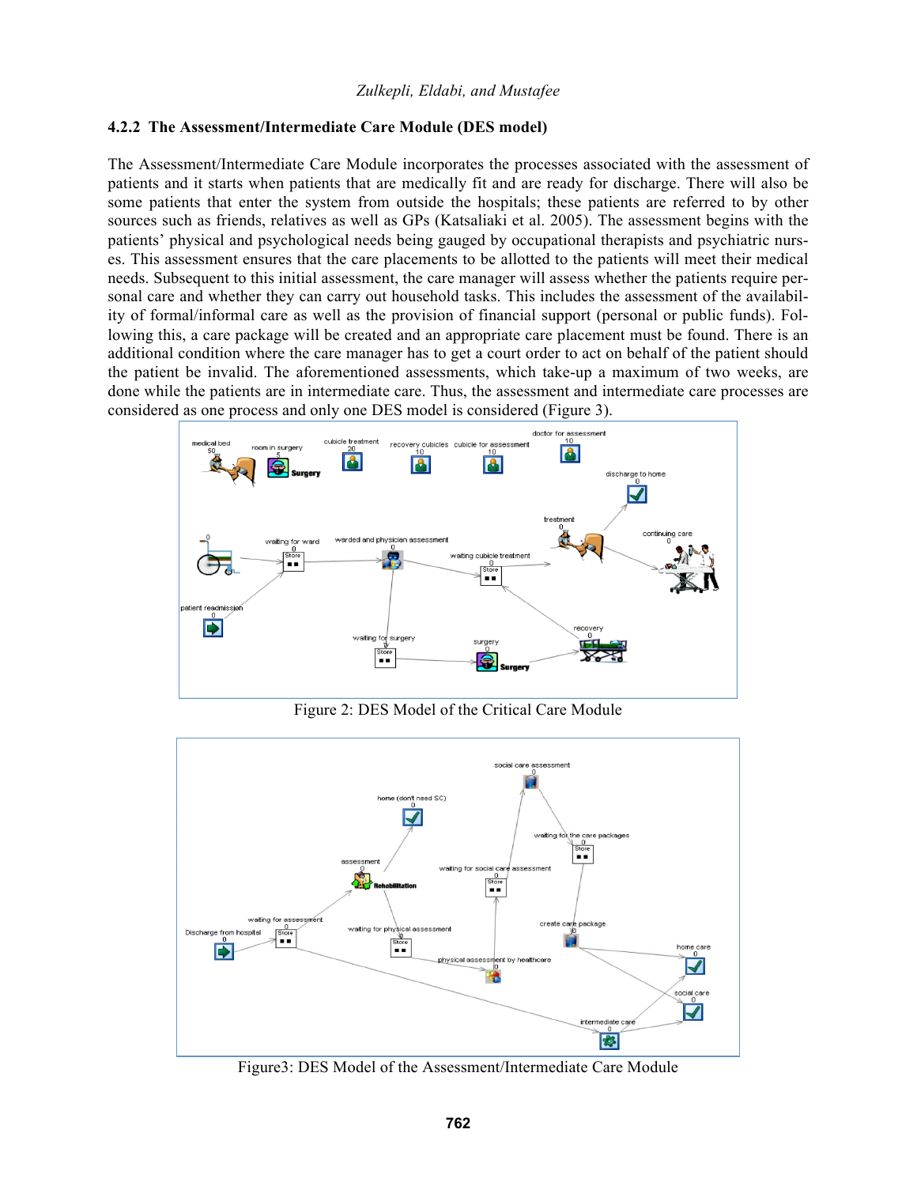### 4.2.2 The Assessment/Intermediate Care Module (DES model)

The Assessment/Intermediate Care Module incorporates the processes associated with the assessment of patients and it starts when patients that are medically fit and are ready for discharge. There will also be some patients that enter the system from outside the hospitals; these patients are referred to by other sources such as friends, relatives as well as GPs (Katsaliaki et al. 2005). The assessment begins with the patients' physical and psychological needs being gauged by occupational therapists and psychiatric nurses. This assessment ensures that the care placements to be allotted to the patients will meet their medical needs. Subsequent to this initial assessment, the care manager will assess whether the patients require personal care and whether they can carry out household tasks. This includes the assessment of the availability of formal/informal care as well as the provision of financial support (personal or public funds). Following this, a care package will be created and an appropriate care placement must be found. There is an additional condition where the care manager has to get a court order to act on behalf of the patient should the patient be invalid. The aforementioned assessments, which take-up a maximum of two weeks, are done while the patients are in intermediate care. Thus, the assessment and intermediate care processes are considered as one process and only one DES model is considered (Figure 3).

Figure 2: DES Model of the Critical Care Module

Figure3: DES Model of the Assessment/Intermediate Care Module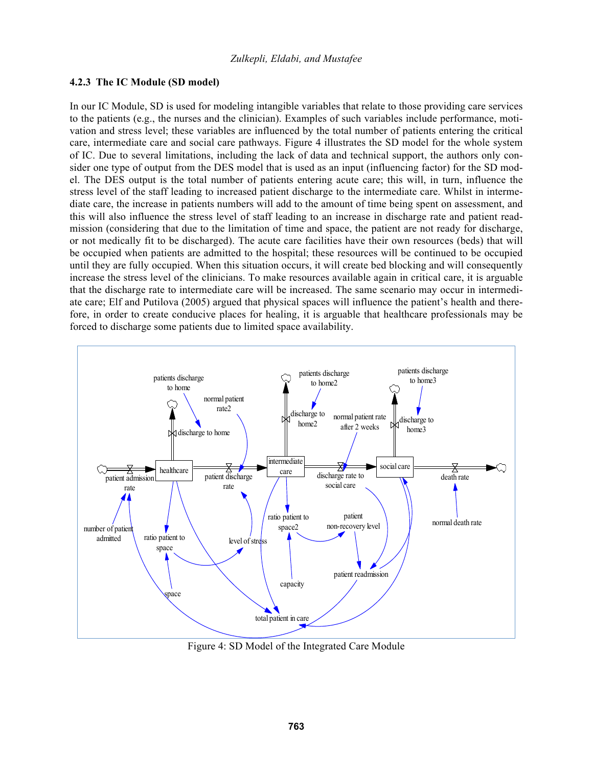### 4.2.3 The IC Module (SD model)

In our IC Module, SD is used for modeling intangible variables that relate to those providing care services to the patients (e.g., the nurses and the clinician). Examples of such variables include performance, motivation and stress level; these variables are influenced by the total number of patients entering the critical care, intermediate care and social care pathways. Figure 4 illustrates the SD model for the whole system of IC. Due to several limitations, including the lack of data and technical support, the authors only consider one type of output from the DES model that is used as an input (influencing factor) for the SD model. The DES output is the total number of patients entering acute care; this will, in turn, influence the stress level of the staff leading to increased patient discharge to the intermediate care. Whilst in intermediate care, the increase in patients numbers will add to the amount of time being spent on assessment, and this will also influence the stress level of staff leading to an increase in discharge rate and patient readmission (considering that due to the limitation of time and space, the patient are not ready for discharge, or not medically fit to be discharged). The acute care facilities have their own resources (beds) that will be occupied when patients are admitted to the hospital; these resources will be continued to be occupied until they are fully occupied. When this situation occurs, it will create bed blocking and will consequently increase the stress level of the clinicians. To make resources available again in critical care, it is arguable that the discharge rate to intermediate care will be increased. The same scenario may occur in intermediate care; Elf and Putilova (2005) argued that physical spaces will influence the patient's health and therefore, in order to create conducive places for healing, it is arguable that healthcare professionals may be forced to discharge some patients due to limited space availability.

Figure 4: SD Model of the Integrated Care Module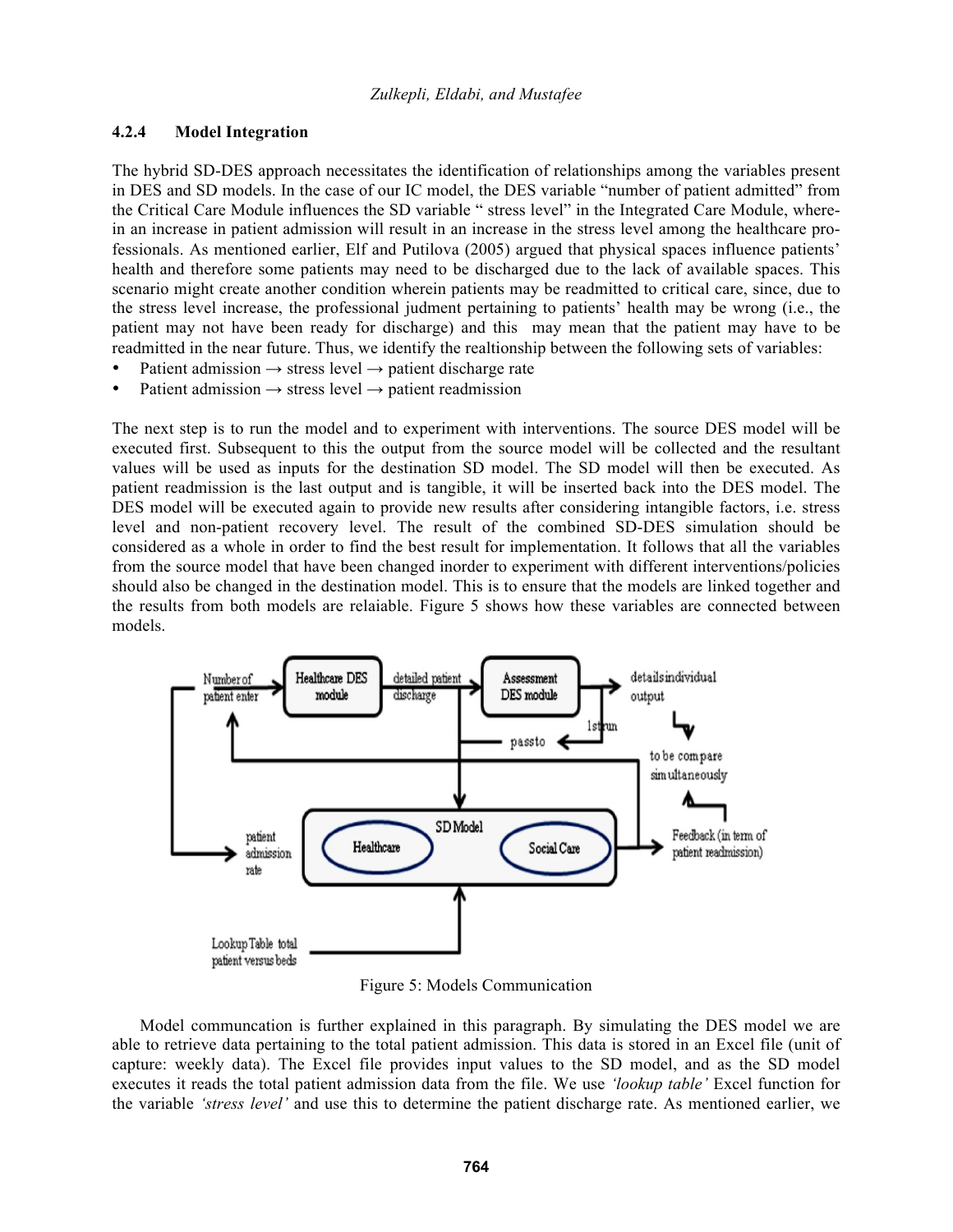#### 4.2.4 Model Integration

The hybrid SD-DES approach necessitates the identification of relationships among the variables present in DES and SD models. In the case of our IC model, the DES variable "number of patient admitted" from the Critical Care Module influences the SD variable " stress level" in the Integrated Care Module, wherein an increase in patient admission will result in an increase in the stress level among the healthcare professionals. As mentioned earlier, Elf and Putilova (2005) argued that physical spaces influence patients' health and therefore some patients may need to be discharged due to the lack of available spaces. This scenario might create another condition wherein patients may be readmitted to critical care, since, due to the stress level increase, the professional judment pertaining to patients' health may be wrong (i.e., the patient may not have been ready for discharge) and this may mean that the patient may have to be readmitted in the near future. Thus, we identify the realtionship between the following sets of variables:

- Patient admission → stress level → patient discharge rate
- Patient admission → stress level → patient readmission

The next step is to run the model and to experiment with interventions. The source DES model will be executed first. Subsequent to this the output from the source model will be collected and the resultant values will be used as inputs for the destination SD model. The SD model will then be executed. As patient readmission is the last output and is tangible, it will be inserted back into the DES model. The DES model will be executed again to provide new results after considering intangible factors, i.e. stress level and non-patient recovery level. The result of the combined SD-DES simulation should be considered as a whole in order to find the best result for implementation. It follows that all the variables from the source model that have been changed inorder to experiment with different interventions/policies should also be changed in the destination model. This is to ensure that the models are linked together and the results from both models are relaiable. Figure 5 shows how these variables are connected between models.

Number of patient enter
Healthcare DES module
detailed patient discharge
Assessment DES module
details individual output
1st run
pass to
to be compare simultaneously
SD Model
Healthcare
Social Care
patient admission rate
Feedback (in term of patient readmission)
Lookup Table total patient versus beds

Figure 5: Models Communication

Model communcation is further explained in this paragraph. By simulating the DES model we are able to retrieve data pertaining to the total patient admission. This data is stored in an Excel file (unit of capture: weekly data). The Excel file provides input values to the SD model, and as the SD model executes it reads the total patient admission data from the file. We use *'lookup table'* Excel function for the variable *'stress level'* and use this to determine the patient discharge rate. As mentioned earlier, we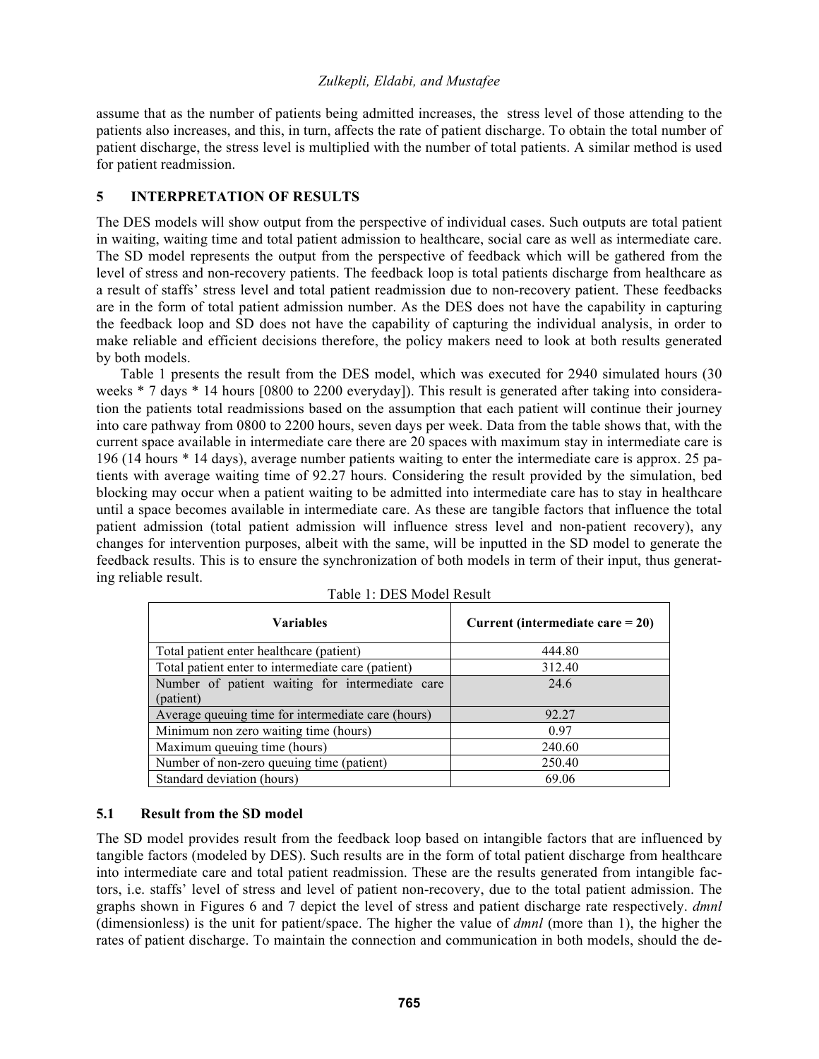assume that as the number of patients being admitted increases, the stress level of those attending to the patients also increases, and this, in turn, affects the rate of patient discharge. To obtain the total number of patient discharge, the stress level is multiplied with the number of total patients. A similar method is used for patient readmission.

## 5 INTERPRETATION OF RESULTS

The DES models will show output from the perspective of individual cases. Such outputs are total patient in waiting, waiting time and total patient admission to healthcare, social care as well as intermediate care. The SD model represents the output from the perspective of feedback which will be gathered from the level of stress and non-recovery patients. The feedback loop is total patients discharge from healthcare as a result of staffs' stress level and total patient readmission due to non-recovery patient. These feedbacks are in the form of total patient admission number. As the DES does not have the capability in capturing the feedback loop and SD does not have the capability of capturing the individual analysis, in order to make reliable and efficient decisions therefore, the policy makers need to look at both results generated by both models.

Table 1 presents the result from the DES model, which was executed for 2940 simulated hours (30 weeks * 7 days * 14 hours [0800 to 2200 everyday]). This result is generated after taking into consideration the patients total readmissions based on the assumption that each patient will continue their journey into care pathway from 0800 to 2200 hours, seven days per week. Data from the table shows that, with the current space available in intermediate care there are 20 spaces with maximum stay in intermediate care is 196 (14 hours * 14 days), average number patients waiting to enter the intermediate care is approx. 25 patients with average waiting time of 92.27 hours. Considering the result provided by the simulation, bed blocking may occur when a patient waiting to be admitted into intermediate care has to stay in healthcare until a space becomes available in intermediate care. As these are tangible factors that influence the total patient admission (total patient admission will influence stress level and non-patient recovery), any changes for intervention purposes, albeit with the same, will be inputted in the SD model to generate the feedback results. This is to ensure the synchronization of both models in term of their input, thus generating reliable result.

Table 1: DES Model Result

| Variables | Current (intermediate care = 20) |
|---|---|
| Total patient enter healthcare (patient) | 444.80 |
| Total patient enter to intermediate care (patient) | 312.40 |
| Number of patient waiting for intermediate care (patient) | 24.6 |
| Average queuing time for intermediate care (hours) | 92.27 |
| Minimum non zero waiting time (hours) | 0.97 |
| Maximum queuing time (hours) | 240.60 |
| Number of non-zero queuing time (patient) | 250.40 |
| Standard deviation (hours) | 69.06 |

### 5.1 Result from the SD model

The SD model provides result from the feedback loop based on intangible factors that are influenced by tangible factors (modeled by DES). Such results are in the form of total patient discharge from healthcare into intermediate care and total patient readmission. These are the results generated from intangible factors, i.e. staffs' level of stress and level of patient non-recovery, due to the total patient admission. The graphs shown in Figures 6 and 7 depict the level of stress and patient discharge rate respectively. *dmnl* (dimensionless) is the unit for patient/space. The higher the value of *dmnl* (more than 1), the higher the rates of patient discharge. To maintain the connection and communication in both models, should the de-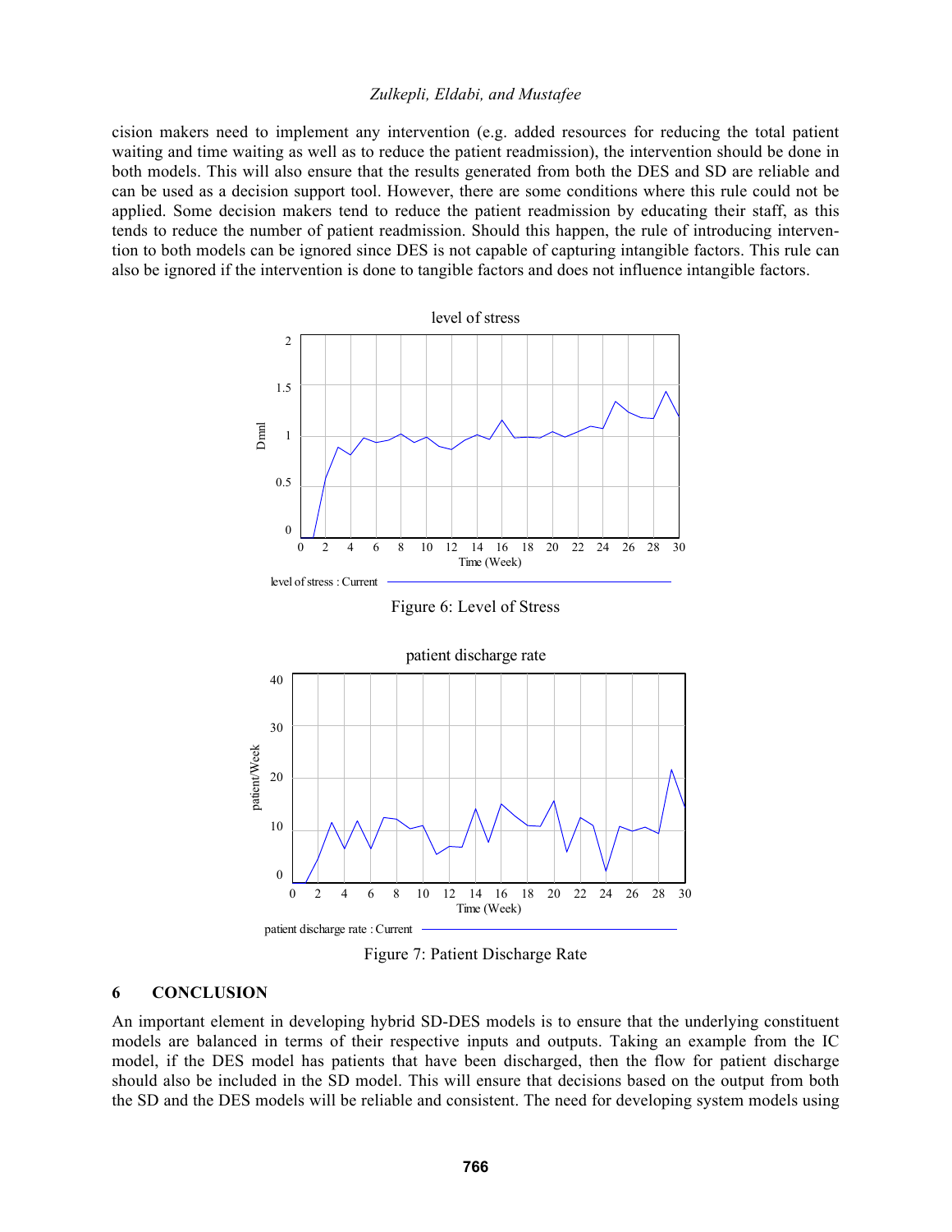cision makers need to implement any intervention (e.g. added resources for reducing the total patient waiting and time waiting as well as to reduce the patient readmission), the intervention should be done in both models. This will also ensure that the results generated from both the DES and SD are reliable and can be used as a decision support tool. However, there are some conditions where this rule could not be applied. Some decision makers tend to reduce the patient readmission by educating their staff, as this tends to reduce the number of patient readmission. Should this happen, the rule of introducing intervention to both models can be ignored since DES is not capable of capturing intangible factors. This rule can also be ignored if the intervention is done to tangible factors and does not influence intangible factors.

Figure 6: Level of Stress

Figure 7: Patient Discharge Rate

## 6 CONCLUSION

An important element in developing hybrid SD-DES models is to ensure that the underlying constituent models are balanced in terms of their respective inputs and outputs. Taking an example from the IC model, if the DES model has patients that have been discharged, then the flow for patient discharge should also be included in the SD model. This will ensure that decisions based on the output from both the SD and the DES models will be reliable and consistent. The need for developing system models using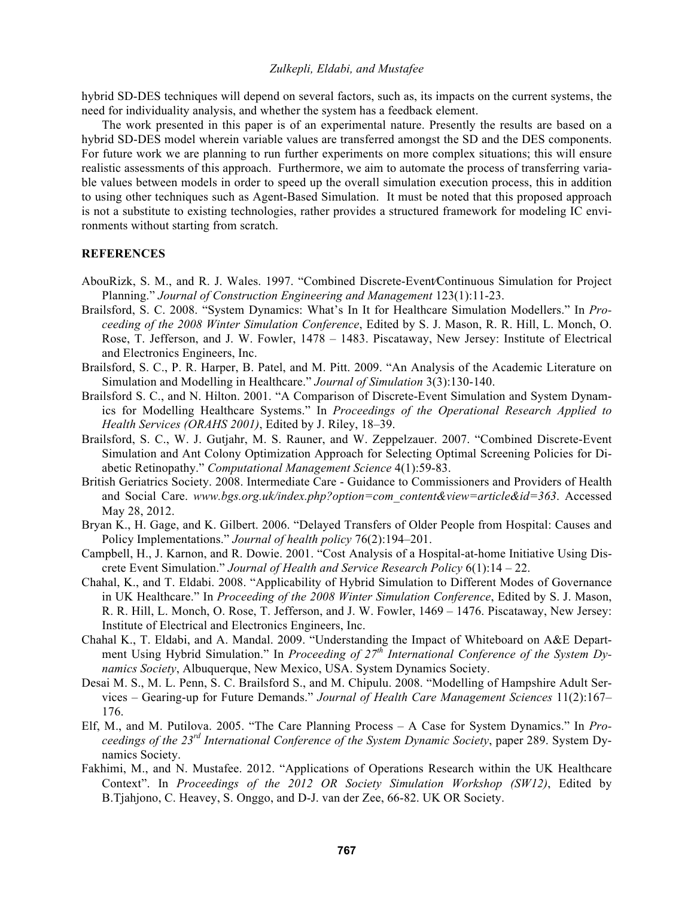hybrid SD-DES techniques will depend on several factors, such as, its impacts on the current systems, the need for individuality analysis, and whether the system has a feedback element.

The work presented in this paper is of an experimental nature. Presently the results are based on a hybrid SD-DES model wherein variable values are transferred amongst the SD and the DES components. For future work we are planning to run further experiments on more complex situations; this will ensure realistic assessments of this approach. Furthermore, we aim to automate the process of transferring variable values between models in order to speed up the overall simulation execution process, this in addition to using other techniques such as Agent-Based Simulation. It must be noted that this proposed approach is not a substitute to existing technologies, rather provides a structured framework for modeling IC environments without starting from scratch.

## REFERENCES

AbouRizk, S. M., and R. J. Wales. 1997. "Combined Discrete-Event/Continuous Simulation for Project Planning." *Journal of Construction Engineering and Management* 123(1):11-23.

Brailsford, S. C. 2008. "System Dynamics: What's In It for Healthcare Simulation Modellers." In *Proceeding of the 2008 Winter Simulation Conference*, Edited by S. J. Mason, R. R. Hill, L. Monch, O. Rose, T. Jefferson, and J. W. Fowler, 1478 – 1483. Piscataway, New Jersey: Institute of Electrical and Electronics Engineers, Inc.

Brailsford, S. C., P. R. Harper, B. Patel, and M. Pitt. 2009. "An Analysis of the Academic Literature on Simulation and Modelling in Healthcare." *Journal of Simulation* 3(3):130-140.

Brailsford S. C., and N. Hilton. 2001. "A Comparison of Discrete-Event Simulation and System Dynamics for Modelling Healthcare Systems." In *Proceedings of the Operational Research Applied to Health Services (ORAHS 2001)*, Edited by J. Riley, 18–39.

Brailsford, S. C., W. J. Gutjahr, M. S. Rauner, and W. Zeppelzauer. 2007. "Combined Discrete-Event Simulation and Ant Colony Optimization Approach for Selecting Optimal Screening Policies for Diabetic Retinopathy." *Computational Management Science* 4(1):59-83.

British Geriatrics Society. 2008. Intermediate Care - Guidance to Commissioners and Providers of Health and Social Care. *www.bgs.org.uk/index.php?option=com_content&view=article&id=363*. Accessed May 28, 2012.

Bryan K., H. Gage, and K. Gilbert. 2006. "Delayed Transfers of Older People from Hospital: Causes and Policy Implementations." *Journal of health policy* 76(2):194–201.

Campbell, H., J. Karnon, and R. Dowie. 2001. "Cost Analysis of a Hospital-at-home Initiative Using Discrete Event Simulation." *Journal of Health and Service Research Policy* 6(1):14 – 22.

Chahal, K., and T. Eldabi. 2008. "Applicability of Hybrid Simulation to Different Modes of Governance in UK Healthcare." In *Proceeding of the 2008 Winter Simulation Conference*, Edited by S. J. Mason, R. R. Hill, L. Monch, O. Rose, T. Jefferson, and J. W. Fowler, 1469 – 1476. Piscataway, New Jersey: Institute of Electrical and Electronics Engineers, Inc.

Chahal K., T. Eldabi, and A. Mandal. 2009. "Understanding the Impact of Whiteboard on A&E Department Using Hybrid Simulation." In *Proceeding of 27th International Conference of the System Dynamics Society*, Albuquerque, New Mexico, USA. System Dynamics Society.

Desai M. S., M. L. Penn, S. C. Brailsford S., and M. Chipulu. 2008. "Modelling of Hampshire Adult Services – Gearing-up for Future Demands." *Journal of Health Care Management Sciences* 11(2):167–176.

Elf, M., and M. Putilova. 2005. "The Care Planning Process – A Case for System Dynamics." In *Proceedings of the 23rd International Conference of the System Dynamic Society*, paper 289. System Dynamics Society.

Fakhimi, M., and N. Mustafee. 2012. "Applications of Operations Research within the UK Healthcare Context". In *Proceedings of the 2012 OR Society Simulation Workshop (SW12)*, Edited by B.Tjahjono, C. Heavey, S. Onggo, and D-J. van der Zee, 66-82. UK OR Society.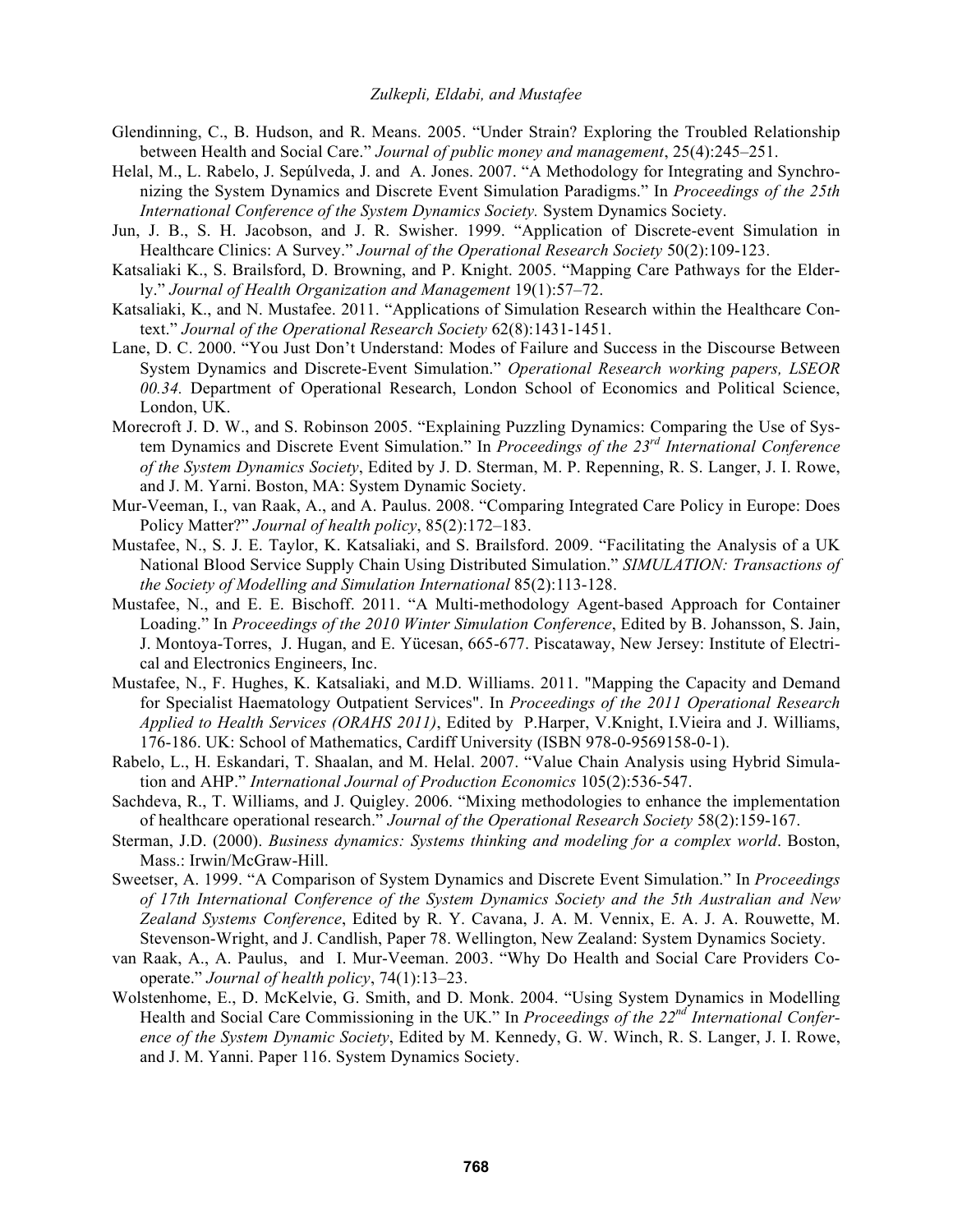Glendinning, C., B. Hudson, and R. Means. 2005. "Under Strain? Exploring the Troubled Relationship between Health and Social Care." *Journal of public money and management*, 25(4):245–251.

Helal, M., L. Rabelo, J. Sepúlveda, J. and A. Jones. 2007. "A Methodology for Integrating and Synchronizing the System Dynamics and Discrete Event Simulation Paradigms." In *Proceedings of the 25th International Conference of the System Dynamics Society.* System Dynamics Society.

Jun, J. B., S. H. Jacobson, and J. R. Swisher. 1999. "Application of Discrete-event Simulation in Healthcare Clinics: A Survey." *Journal of the Operational Research Society* 50(2):109-123.

Katsaliaki K., S. Brailsford, D. Browning, and P. Knight. 2005. "Mapping Care Pathways for the Elderly." *Journal of Health Organization and Management* 19(1):57–72.

Katsaliaki, K., and N. Mustafee. 2011. "Applications of Simulation Research within the Healthcare Context." *Journal of the Operational Research Society* 62(8):1431-1451.

Lane, D. C. 2000. "You Just Don't Understand: Modes of Failure and Success in the Discourse Between System Dynamics and Discrete-Event Simulation." *Operational Research working papers, LSEOR 00.34.* Department of Operational Research, London School of Economics and Political Science, London, UK.

Morecroft J. D. W., and S. Robinson 2005. "Explaining Puzzling Dynamics: Comparing the Use of System Dynamics and Discrete Event Simulation." In *Proceedings of the 23rd International Conference of the System Dynamics Society*, Edited by J. D. Sterman, M. P. Repenning, R. S. Langer, J. I. Rowe, and J. M. Yarni. Boston, MA: System Dynamic Society.

Mur-Veeman, I., van Raak, A., and A. Paulus. 2008. "Comparing Integrated Care Policy in Europe: Does Policy Matter?" *Journal of health policy*, 85(2):172–183.

Mustafee, N., S. J. E. Taylor, K. Katsaliaki, and S. Brailsford. 2009. "Facilitating the Analysis of a UK National Blood Service Supply Chain Using Distributed Simulation." *SIMULATION: Transactions of the Society of Modelling and Simulation International* 85(2):113-128.

Mustafee, N., and E. E. Bischoff. 2011. "A Multi-methodology Agent-based Approach for Container Loading." In *Proceedings of the 2010 Winter Simulation Conference*, Edited by B. Johansson, S. Jain, J. Montoya-Torres, J. Hugan, and E. Yücesan, 665-677. Piscataway, New Jersey: Institute of Electrical and Electronics Engineers, Inc.

Mustafee, N., F. Hughes, K. Katsaliaki, and M.D. Williams. 2011. "Mapping the Capacity and Demand for Specialist Haematology Outpatient Services". In *Proceedings of the 2011 Operational Research Applied to Health Services (ORAHS 2011)*, Edited by P.Harper, V.Knight, I.Vieira and J. Williams, 176-186. UK: School of Mathematics, Cardiff University (ISBN 978-0-9569158-0-1).

Rabelo, L., H. Eskandari, T. Shaalan, and M. Helal. 2007. "Value Chain Analysis using Hybrid Simulation and AHP." *International Journal of Production Economics* 105(2):536-547.

Sachdeva, R., T. Williams, and J. Quigley. 2006. "Mixing methodologies to enhance the implementation of healthcare operational research." *Journal of the Operational Research Society* 58(2):159-167.

Sterman, J.D. (2000). *Business dynamics: Systems thinking and modeling for a complex world*. Boston, Mass.: Irwin/McGraw-Hill.

Sweetser, A. 1999. "A Comparison of System Dynamics and Discrete Event Simulation." In *Proceedings of 17th International Conference of the System Dynamics Society and the 5th Australian and New Zealand Systems Conference*, Edited by R. Y. Cavana, J. A. M. Vennix, E. A. J. A. Rouwette, M. Stevenson-Wright, and J. Candlish, Paper 78. Wellington, New Zealand: System Dynamics Society.

van Raak, A., A. Paulus, and I. Mur-Veeman. 2003. "Why Do Health and Social Care Providers Co-operate." *Journal of health policy*, 74(1):13–23.

Wolstenhome, E., D. McKelvie, G. Smith, and D. Monk. 2004. "Using System Dynamics in Modelling Health and Social Care Commissioning in the UK." In *Proceedings of the 22nd International Conference of the System Dynamic Society*, Edited by M. Kennedy, G. W. Winch, R. S. Langer, J. I. Rowe, and J. M. Yanni. Paper 116. System Dynamics Society.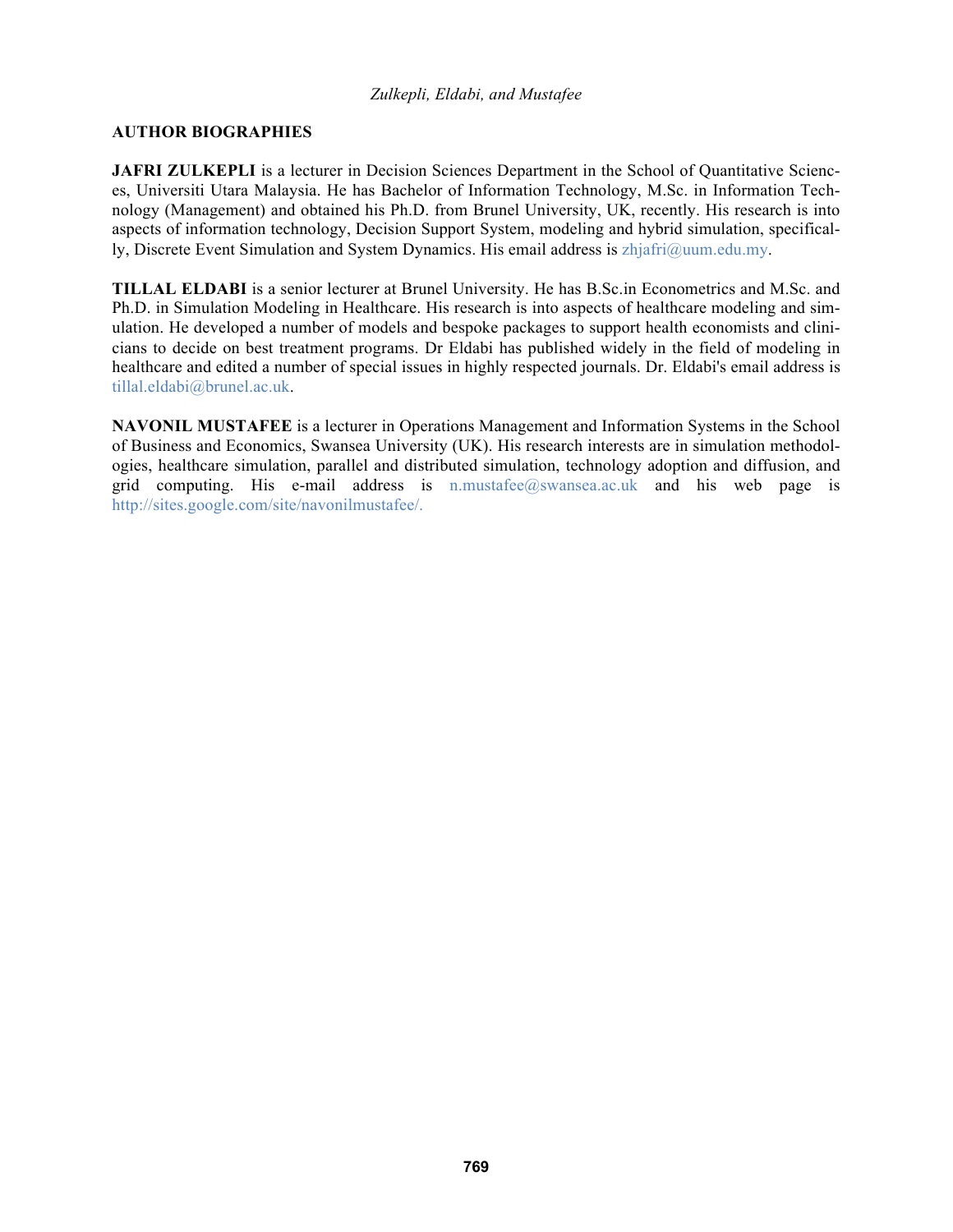## AUTHOR BIOGRAPHIES

**JAFRI ZULKEPLI** is a lecturer in Decision Sciences Department in the School of Quantitative Sciences, Universiti Utara Malaysia. He has Bachelor of Information Technology, M.Sc. in Information Technology (Management) and obtained his Ph.D. from Brunel University, UK, recently. His research is into aspects of information technology, Decision Support System, modeling and hybrid simulation, specifically, Discrete Event Simulation and System Dynamics. His email address is zhjafri@uum.edu.my.

**TILLAL ELDABI** is a senior lecturer at Brunel University. He has B.Sc.in Econometrics and M.Sc. and Ph.D. in Simulation Modeling in Healthcare. His research is into aspects of healthcare modeling and simulation. He developed a number of models and bespoke packages to support health economists and clinicians to decide on best treatment programs. Dr Eldabi has published widely in the field of modeling in healthcare and edited a number of special issues in highly respected journals. Dr. Eldabi's email address is tillal.eldabi@brunel.ac.uk.

**NAVONIL MUSTAFEE** is a lecturer in Operations Management and Information Systems in the School of Business and Economics, Swansea University (UK). His research interests are in simulation methodologies, healthcare simulation, parallel and distributed simulation, technology adoption and diffusion, and grid computing. His e-mail address is n.mustafee@swansea.ac.uk and his web page is http://sites.google.com/site/navonilmustafee/.